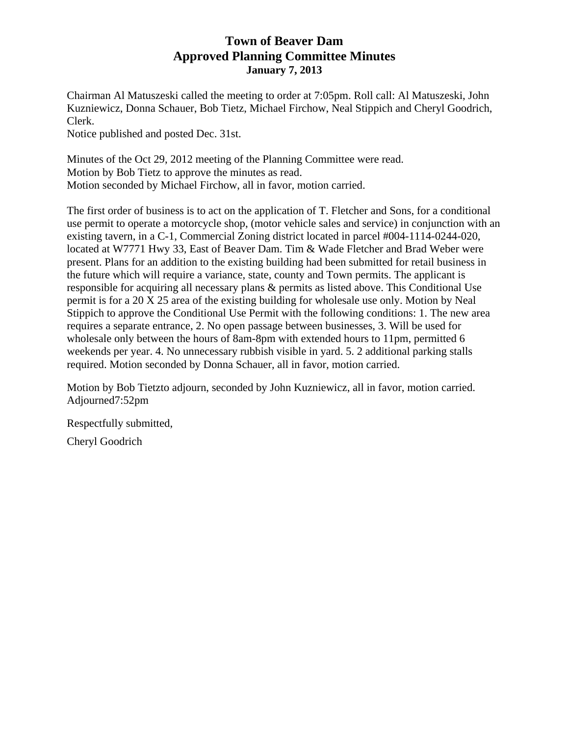# Town of Beaver Dam
# Approved Planning Committee Minutes
### January 7, 2013

Chairman Al Matuszeski called the meeting to order at 7:05pm. Roll call: Al Matuszeski, John Kuzniewicz, Donna Schauer, Bob Tietz, Michael Firchow, Neal Stippich and Cheryl Goodrich, Clerk.
Notice published and posted Dec. 31st.

Minutes of the Oct 29, 2012 meeting of the Planning Committee were read.
Motion by Bob Tietz to approve the minutes as read.
Motion seconded by Michael Firchow, all in favor, motion carried.

The first order of business is to act on the application of T. Fletcher and Sons, for a conditional use permit to operate a motorcycle shop, (motor vehicle sales and service) in conjunction with an existing tavern, in a C-1, Commercial Zoning district located in parcel #004-1114-0244-020, located at W7771 Hwy 33, East of Beaver Dam. Tim & Wade Fletcher and Brad Weber were present. Plans for an addition to the existing building had been submitted for retail business in the future which will require a variance, state, county and Town permits. The applicant is responsible for acquiring all necessary plans & permits as listed above. This Conditional Use permit is for a 20 X 25 area of the existing building for wholesale use only. Motion by Neal Stippich to approve the Conditional Use Permit with the following conditions: 1. The new area requires a separate entrance, 2. No open passage between businesses, 3. Will be used for wholesale only between the hours of 8am-8pm with extended hours to 11pm, permitted 6 weekends per year. 4. No unnecessary rubbish visible in yard. 5. 2 additional parking stalls required. Motion seconded by Donna Schauer, all in favor, motion carried.

Motion by Bob Tietzto adjourn, seconded by John Kuzniewicz, all in favor, motion carried. Adjourned7:52pm

Respectfully submitted,

Cheryl Goodrich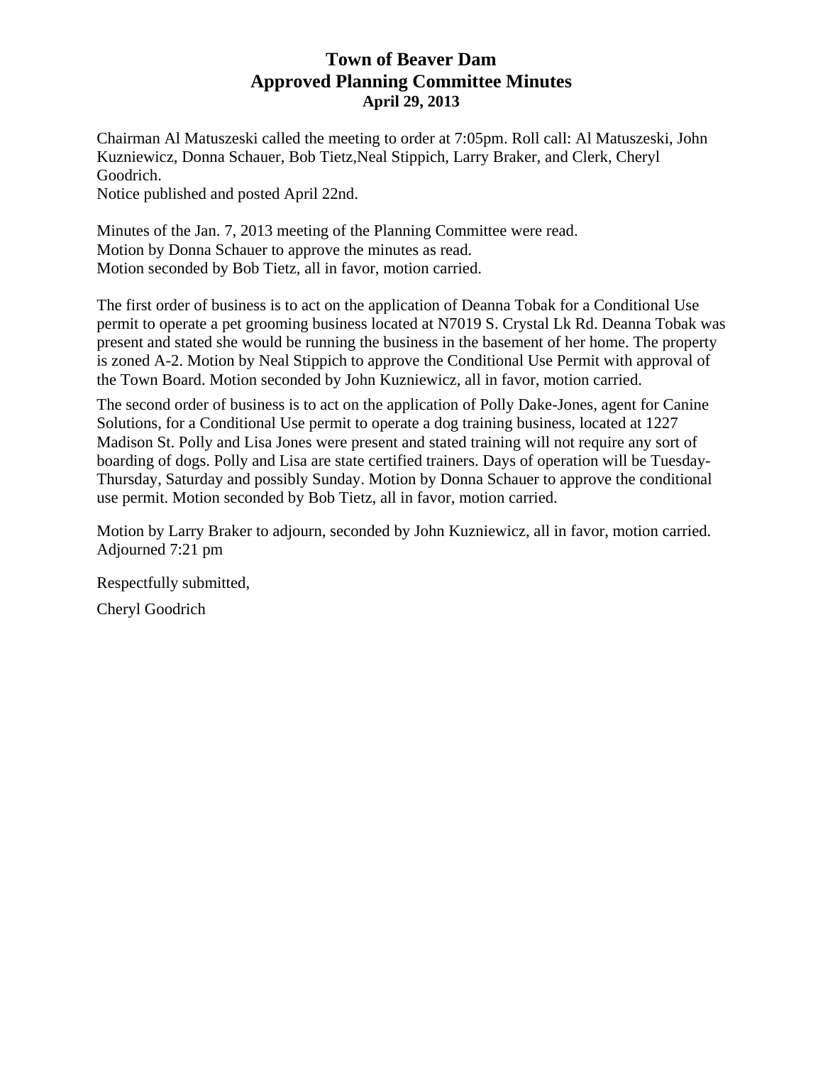# Town of Beaver Dam
## Approved Planning Committee Minutes
### April 29, 2013

Chairman Al Matuszeski called the meeting to order at 7:05pm. Roll call: Al Matuszeski, John Kuzniewicz, Donna Schauer, Bob Tietz,Neal Stippich, Larry Braker, and Clerk, Cheryl Goodrich.
Notice published and posted April 22nd.

Minutes of the Jan. 7, 2013 meeting of the Planning Committee were read.
Motion by Donna Schauer to approve the minutes as read.
Motion seconded by Bob Tietz, all in favor, motion carried.

The first order of business is to act on the application of Deanna Tobak for a Conditional Use permit to operate a pet grooming business located at N7019 S. Crystal Lk Rd. Deanna Tobak was present and stated she would be running the business in the basement of her home. The property is zoned A-2. Motion by Neal Stippich to approve the Conditional Use Permit with approval of the Town Board. Motion seconded by John Kuzniewicz, all in favor, motion carried.

The second order of business is to act on the application of Polly Dake-Jones, agent for Canine Solutions, for a Conditional Use permit to operate a dog training business, located at 1227 Madison St. Polly and Lisa Jones were present and stated training will not require any sort of boarding of dogs. Polly and Lisa are state certified trainers. Days of operation will be Tuesday-Thursday, Saturday and possibly Sunday. Motion by Donna Schauer to approve the conditional use permit. Motion seconded by Bob Tietz, all in favor, motion carried.

Motion by Larry Braker to adjourn, seconded by John Kuzniewicz, all in favor, motion carried.
Adjourned 7:21 pm

Respectfully submitted,

Cheryl Goodrich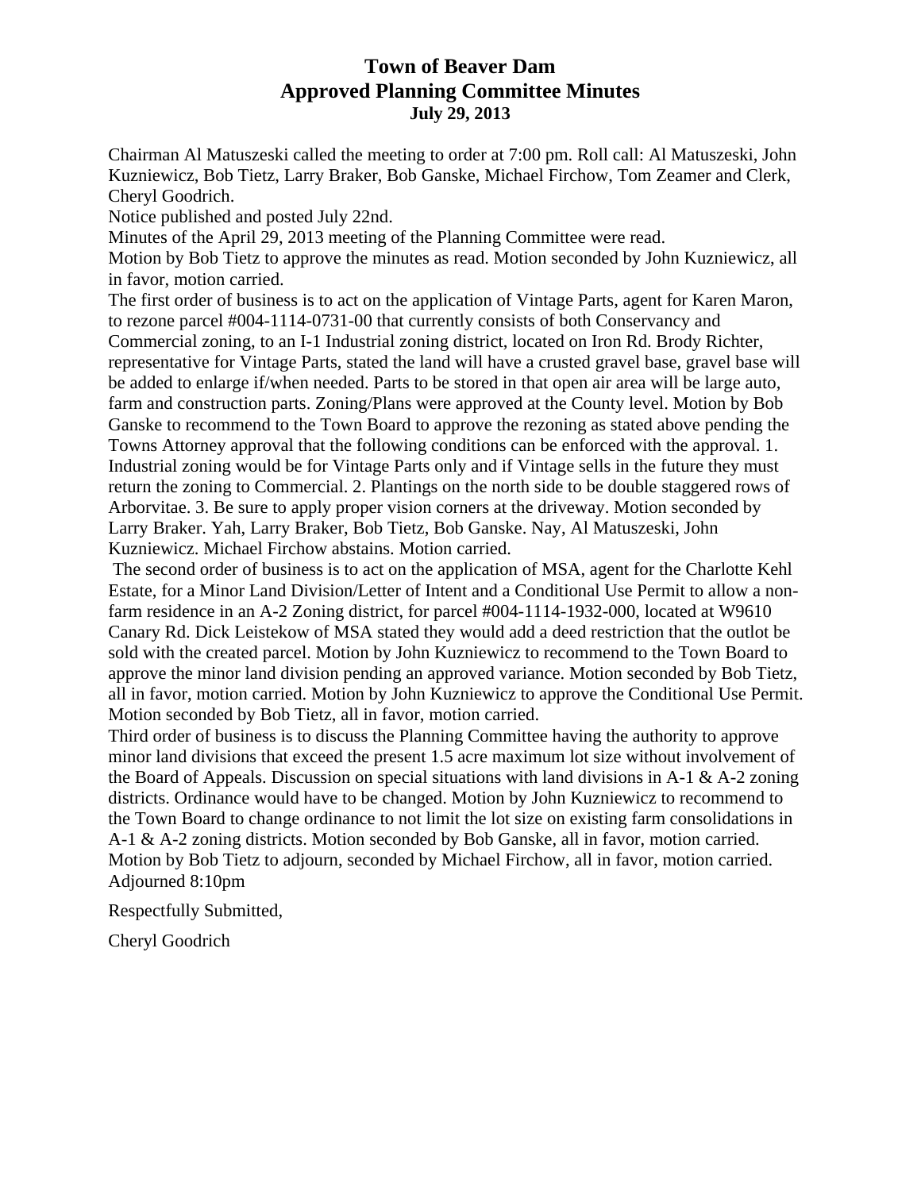# Town of Beaver Dam
## Approved Planning Committee Minutes
### July 29, 2013

Chairman Al Matuszeski called the meeting to order at 7:00 pm. Roll call: Al Matuszeski, John Kuzniewicz, Bob Tietz, Larry Braker, Bob Ganske, Michael Firchow, Tom Zeamer and Clerk, Cheryl Goodrich.
Notice published and posted July 22nd.
Minutes of the April 29, 2013 meeting of the Planning Committee were read.
Motion by Bob Tietz to approve the minutes as read. Motion seconded by John Kuzniewicz, all in favor, motion carried.
The first order of business is to act on the application of Vintage Parts, agent for Karen Maron, to rezone parcel #004-1114-0731-00 that currently consists of both Conservancy and Commercial zoning, to an I-1 Industrial zoning district, located on Iron Rd. Brody Richter, representative for Vintage Parts, stated the land will have a crusted gravel base, gravel base will be added to enlarge if/when needed. Parts to be stored in that open air area will be large auto, farm and construction parts. Zoning/Plans were approved at the County level. Motion by Bob Ganske to recommend to the Town Board to approve the rezoning as stated above pending the Towns Attorney approval that the following conditions can be enforced with the approval. 1. Industrial zoning would be for Vintage Parts only and if Vintage sells in the future they must return the zoning to Commercial. 2. Plantings on the north side to be double staggered rows of Arborvitae. 3. Be sure to apply proper vision corners at the driveway. Motion seconded by Larry Braker. Yah, Larry Braker, Bob Tietz, Bob Ganske. Nay, Al Matuszeski, John Kuzniewicz. Michael Firchow abstains. Motion carried.
The second order of business is to act on the application of MSA, agent for the Charlotte Kehl Estate, for a Minor Land Division/Letter of Intent and a Conditional Use Permit to allow a non-farm residence in an A-2 Zoning district, for parcel #004-1114-1932-000, located at W9610 Canary Rd. Dick Leistekow of MSA stated they would add a deed restriction that the outlot be sold with the created parcel. Motion by John Kuzniewicz to recommend to the Town Board to approve the minor land division pending an approved variance. Motion seconded by Bob Tietz, all in favor, motion carried. Motion by John Kuzniewicz to approve the Conditional Use Permit. Motion seconded by Bob Tietz, all in favor, motion carried.
Third order of business is to discuss the Planning Committee having the authority to approve minor land divisions that exceed the present 1.5 acre maximum lot size without involvement of the Board of Appeals. Discussion on special situations with land divisions in A-1 & A-2 zoning districts. Ordinance would have to be changed. Motion by John Kuzniewicz to recommend to the Town Board to change ordinance to not limit the lot size on existing farm consolidations in A-1 & A-2 zoning districts. Motion seconded by Bob Ganske, all in favor, motion carried.
Motion by Bob Tietz to adjourn, seconded by Michael Firchow, all in favor, motion carried.
Adjourned 8:10pm

Respectfully Submitted,

Cheryl Goodrich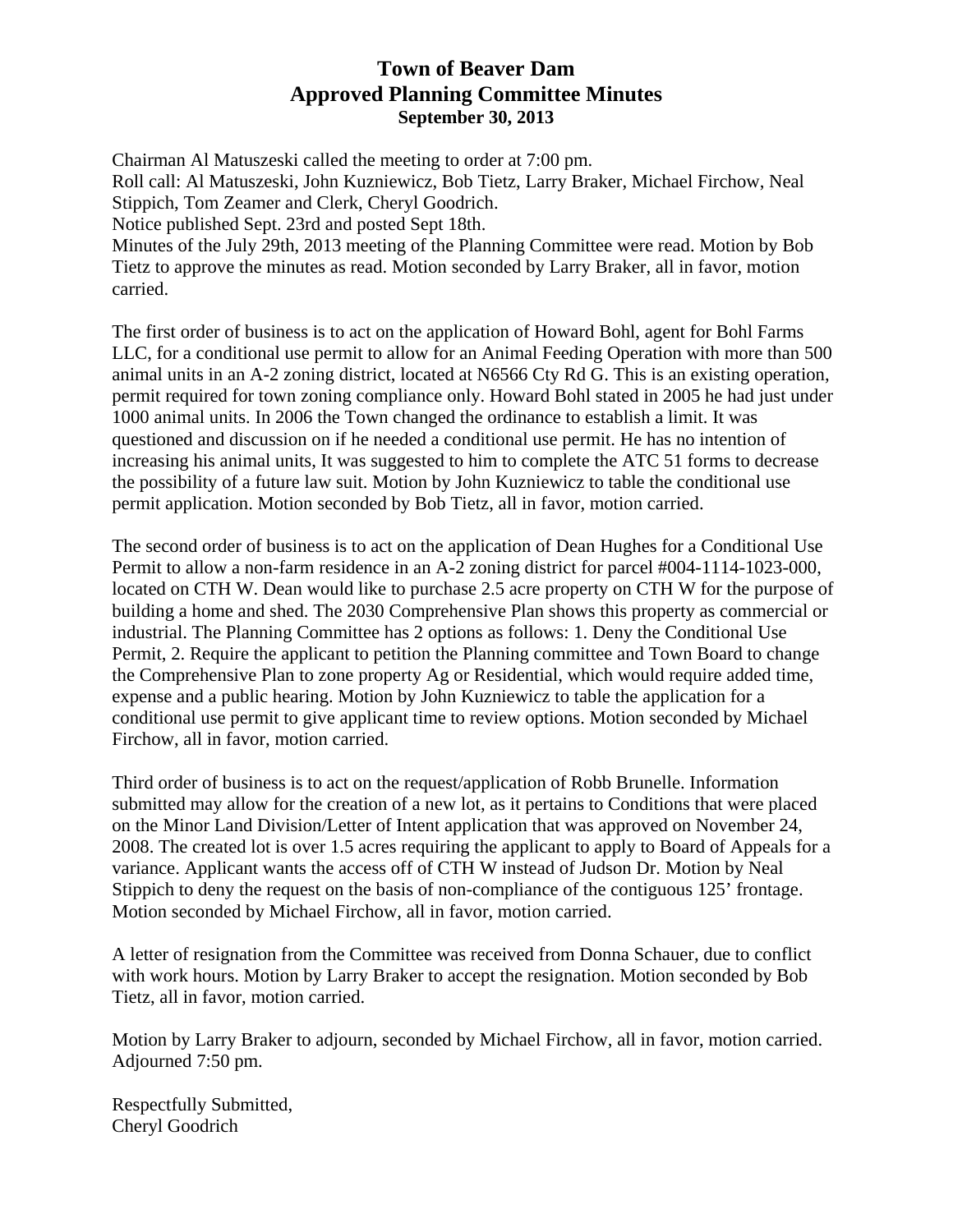# Town of Beaver Dam
# Approved Planning Committee Minutes
### September 30, 2013

Chairman Al Matuszeski called the meeting to order at 7:00 pm.
Roll call: Al Matuszeski, John Kuzniewicz, Bob Tietz, Larry Braker, Michael Firchow, Neal Stippich, Tom Zeamer and Clerk, Cheryl Goodrich.
Notice published Sept. 23rd and posted Sept 18th.
Minutes of the July 29th, 2013 meeting of the Planning Committee were read. Motion by Bob Tietz to approve the minutes as read. Motion seconded by Larry Braker, all in favor, motion carried.

The first order of business is to act on the application of Howard Bohl, agent for Bohl Farms LLC, for a conditional use permit to allow for an Animal Feeding Operation with more than 500 animal units in an A-2 zoning district, located at N6566 Cty Rd G. This is an existing operation, permit required for town zoning compliance only. Howard Bohl stated in 2005 he had just under 1000 animal units. In 2006 the Town changed the ordinance to establish a limit. It was questioned and discussion on if he needed a conditional use permit. He has no intention of increasing his animal units, It was suggested to him to complete the ATC 51 forms to decrease the possibility of a future law suit. Motion by John Kuzniewicz to table the conditional use permit application. Motion seconded by Bob Tietz, all in favor, motion carried.

The second order of business is to act on the application of Dean Hughes for a Conditional Use Permit to allow a non-farm residence in an A-2 zoning district for parcel #004-1114-1023-000, located on CTH W. Dean would like to purchase 2.5 acre property on CTH W for the purpose of building a home and shed. The 2030 Comprehensive Plan shows this property as commercial or industrial. The Planning Committee has 2 options as follows: 1. Deny the Conditional Use Permit, 2. Require the applicant to petition the Planning committee and Town Board to change the Comprehensive Plan to zone property Ag or Residential, which would require added time, expense and a public hearing. Motion by John Kuzniewicz to table the application for a conditional use permit to give applicant time to review options. Motion seconded by Michael Firchow, all in favor, motion carried.

Third order of business is to act on the request/application of Robb Brunelle. Information submitted may allow for the creation of a new lot, as it pertains to Conditions that were placed on the Minor Land Division/Letter of Intent application that was approved on November 24, 2008. The created lot is over 1.5 acres requiring the applicant to apply to Board of Appeals for a variance. Applicant wants the access off of CTH W instead of Judson Dr. Motion by Neal Stippich to deny the request on the basis of non-compliance of the contiguous 125' frontage. Motion seconded by Michael Firchow, all in favor, motion carried.

A letter of resignation from the Committee was received from Donna Schauer, due to conflict with work hours. Motion by Larry Braker to accept the resignation. Motion seconded by Bob Tietz, all in favor, motion carried.

Motion by Larry Braker to adjourn, seconded by Michael Firchow, all in favor, motion carried. Adjourned 7:50 pm.

Respectfully Submitted,
Cheryl Goodrich